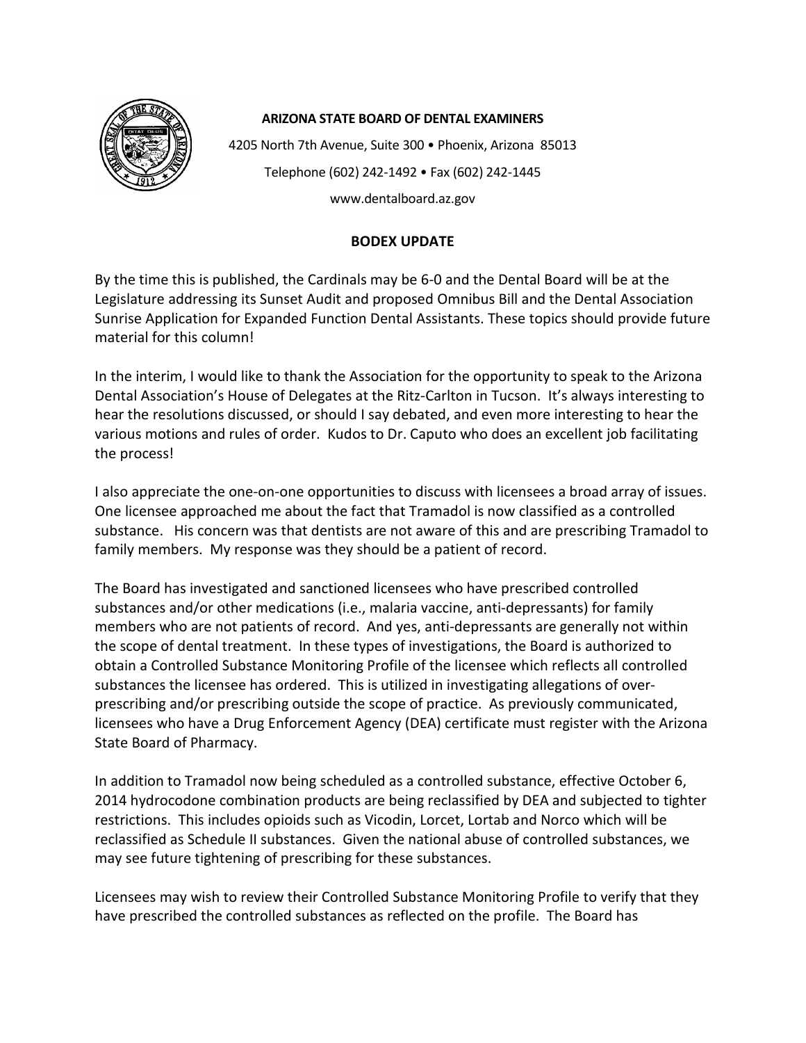**ARIZONA STATE BOARD OF DENTAL EXAMINERS**

4205 North 7th Avenue, Suite 300 • Phoenix, Arizona 85013

Telephone (602) 242-1492 • Fax (602) 242-1445

www.dentalboard.az.gov

## BODEX UPDATE

By the time this is published, the Cardinals may be 6-0 and the Dental Board will be at the Legislature addressing its Sunset Audit and proposed Omnibus Bill and the Dental Association Sunrise Application for Expanded Function Dental Assistants. These topics should provide future material for this column!

In the interim, I would like to thank the Association for the opportunity to speak to the Arizona Dental Association's House of Delegates at the Ritz-Carlton in Tucson. It's always interesting to hear the resolutions discussed, or should I say debated, and even more interesting to hear the various motions and rules of order. Kudos to Dr. Caputo who does an excellent job facilitating the process!

I also appreciate the one-on-one opportunities to discuss with licensees a broad array of issues. One licensee approached me about the fact that Tramadol is now classified as a controlled substance. His concern was that dentists are not aware of this and are prescribing Tramadol to family members. My response was they should be a patient of record.

The Board has investigated and sanctioned licensees who have prescribed controlled substances and/or other medications (i.e., malaria vaccine, anti-depressants) for family members who are not patients of record. And yes, anti-depressants are generally not within the scope of dental treatment. In these types of investigations, the Board is authorized to obtain a Controlled Substance Monitoring Profile of the licensee which reflects all controlled substances the licensee has ordered. This is utilized in investigating allegations of over-prescribing and/or prescribing outside the scope of practice. As previously communicated, licensees who have a Drug Enforcement Agency (DEA) certificate must register with the Arizona State Board of Pharmacy.

In addition to Tramadol now being scheduled as a controlled substance, effective October 6, 2014 hydrocodone combination products are being reclassified by DEA and subjected to tighter restrictions. This includes opioids such as Vicodin, Lorcet, Lortab and Norco which will be reclassified as Schedule II substances. Given the national abuse of controlled substances, we may see future tightening of prescribing for these substances.

Licensees may wish to review their Controlled Substance Monitoring Profile to verify that they have prescribed the controlled substances as reflected on the profile. The Board has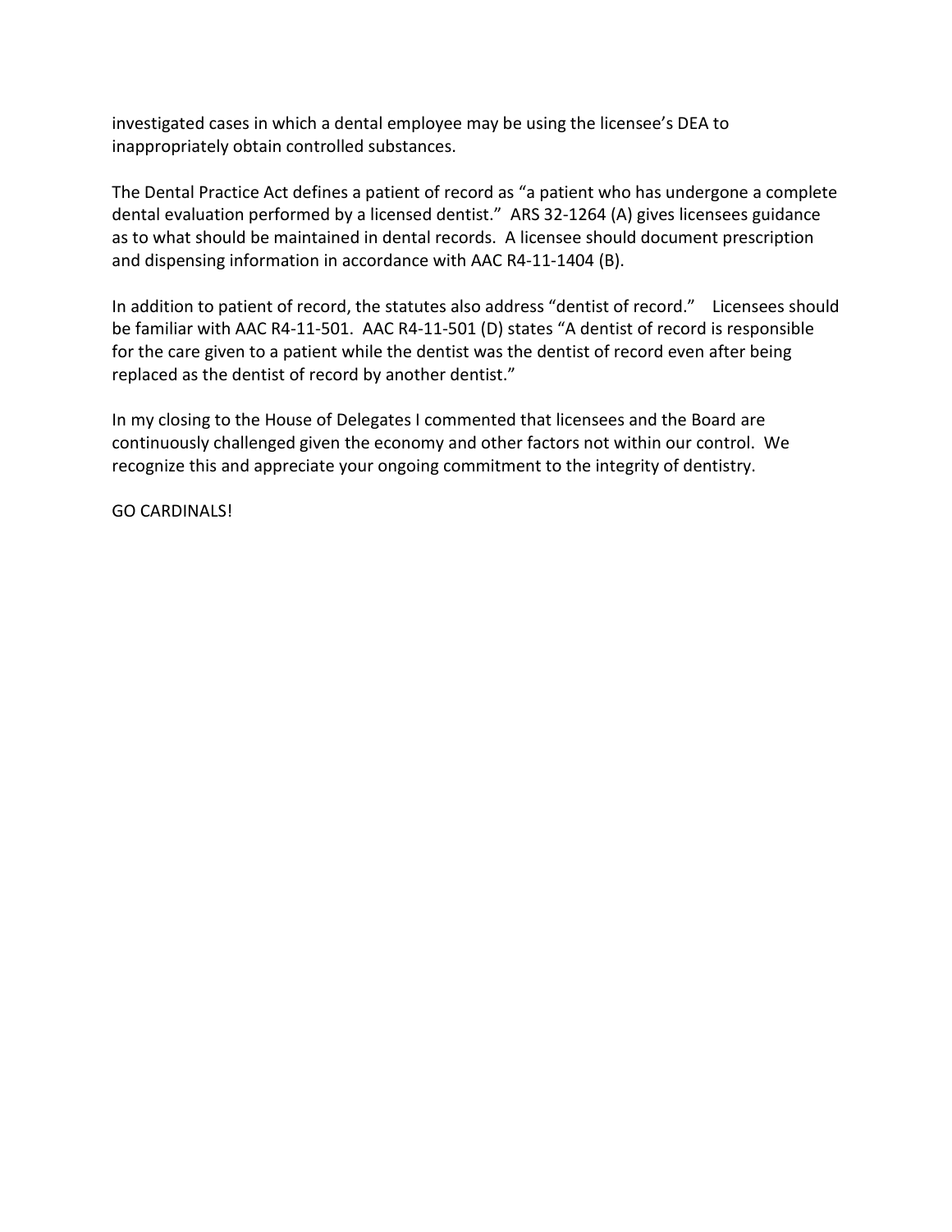investigated cases in which a dental employee may be using the licensee's DEA to inappropriately obtain controlled substances.

The Dental Practice Act defines a patient of record as "a patient who has undergone a complete dental evaluation performed by a licensed dentist." ARS 32-1264 (A) gives licensees guidance as to what should be maintained in dental records. A licensee should document prescription and dispensing information in accordance with AAC R4-11-1404 (B).

In addition to patient of record, the statutes also address "dentist of record." Licensees should be familiar with AAC R4-11-501. AAC R4-11-501 (D) states "A dentist of record is responsible for the care given to a patient while the dentist was the dentist of record even after being replaced as the dentist of record by another dentist."

In my closing to the House of Delegates I commented that licensees and the Board are continuously challenged given the economy and other factors not within our control. We recognize this and appreciate your ongoing commitment to the integrity of dentistry.

GO CARDINALS!